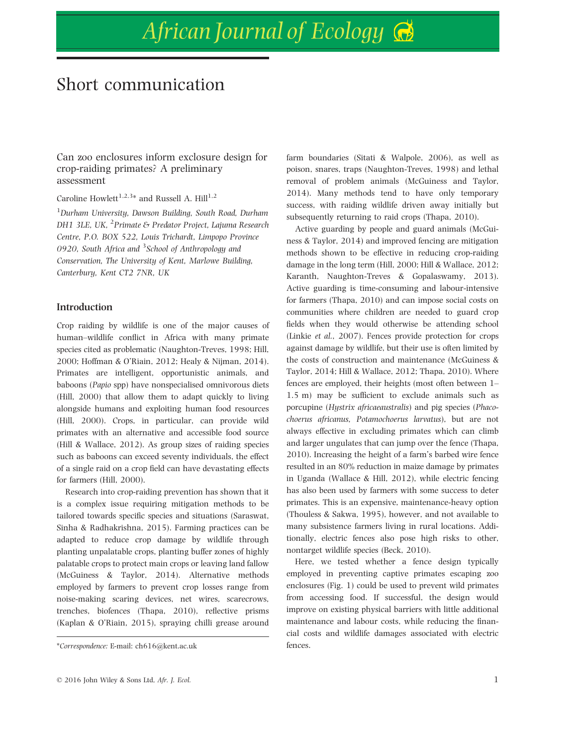# African Journal of Ecology

## Short communication

### Can zoo enclosures inform exclosure design for crop-raiding primates? A preliminary assessment

Caroline Howlett[1,2,3]* and Russell A. Hill[1,2]

[1]*Durham University, Dawson Building, South Road, Durham DH1 3LE, UK,* [2]*Primate & Predator Project, Lajuma Research Centre, P.O. BOX 522, Louis Trichardt, Limpopo Province 0920, South Africa and* [3]*School of Anthropology and Conservation, The University of Kent, Marlowe Building, Canterbury, Kent CT2 7NR, UK*

#### Introduction

Crop raiding by wildlife is one of the major causes of human–wildlife conflict in Africa with many primate species cited as problematic (Naughton-Treves, 1998; Hill, 2000; Hoffman & O'Riain, 2012; Healy & Nijman, 2014). Primates are intelligent, opportunistic animals, and baboons (*Papio* spp) have nonspecialised omnivorous diets (Hill, 2000) that allow them to adapt quickly to living alongside humans and exploiting human food resources (Hill, 2000). Crops, in particular, can provide wild primates with an alternative and accessible food source (Hill & Wallace, 2012). As group sizes of raiding species such as baboons can exceed seventy individuals, the effect of a single raid on a crop field can have devastating effects for farmers (Hill, 2000).

Research into crop-raiding prevention has shown that it is a complex issue requiring mitigation methods to be tailored towards specific species and situations (Saraswat, Sinha & Radhakrishna, 2015). Farming practices can be adapted to reduce crop damage by wildlife through planting unpalatable crops, planting buffer zones of highly palatable crops to protect main crops or leaving land fallow (McGuiness & Taylor, 2014). Alternative methods employed by farmers to prevent crop losses range from noise-making scaring devices, net wires, scarecrows, trenches, biofences (Thapa, 2010), reflective prisms (Kaplan & O'Riain, 2015), spraying chilli grease around farm boundaries (Sitati & Walpole, 2006), as well as poison, snares, traps (Naughton-Treves, 1998) and lethal removal of problem animals (McGuiness and Taylor, 2014). Many methods tend to have only temporary success, with raiding wildlife driven away initially but subsequently returning to raid crops (Thapa, 2010).

Active guarding by people and guard animals (McGuiness & Taylor, 2014) and improved fencing are mitigation methods shown to be effective in reducing crop-raiding damage in the long term (Hill, 2000; Hill & Wallace, 2012; Karanth, Naughton-Treves & Gopalaswamy, 2013). Active guarding is time-consuming and labour-intensive for farmers (Thapa, 2010) and can impose social costs on communities where children are needed to guard crop fields when they would otherwise be attending school (Linkie *et al.*, 2007). Fences provide protection for crops against damage by wildlife, but their use is often limited by the costs of construction and maintenance (McGuiness & Taylor, 2014; Hill & Wallace, 2012; Thapa, 2010). Where fences are employed, their heights (most often between 1–1.5 m) may be sufficient to exclude animals such as porcupine (*Hystrix africaeaustralis*) and pig species (*Phacochoerus africanus, Potamochoerus larvatus*), but are not always effective in excluding primates which can climb and larger ungulates that can jump over the fence (Thapa, 2010). Increasing the height of a farm's barbed wire fence resulted in an 80% reduction in maize damage by primates in Uganda (Wallace & Hill, 2012), while electric fencing has also been used by farmers with some success to deter primates. This is an expensive, maintenance-heavy option (Thouless & Sakwa, 1995), however, and not available to many subsistence farmers living in rural locations. Additionally, electric fences also pose high risks to other, nontarget wildlife species (Beck, 2010).

Here, we tested whether a fence design typically employed in preventing captive primates escaping zoo enclosures (Fig. 1) could be used to prevent wild primates from accessing food. If successful, the design would improve on existing physical barriers with little additional maintenance and labour costs, while reducing the financial costs and wildlife damages associated with electric fences.

*Correspondence: E-mail: ch616@kent.ac.uk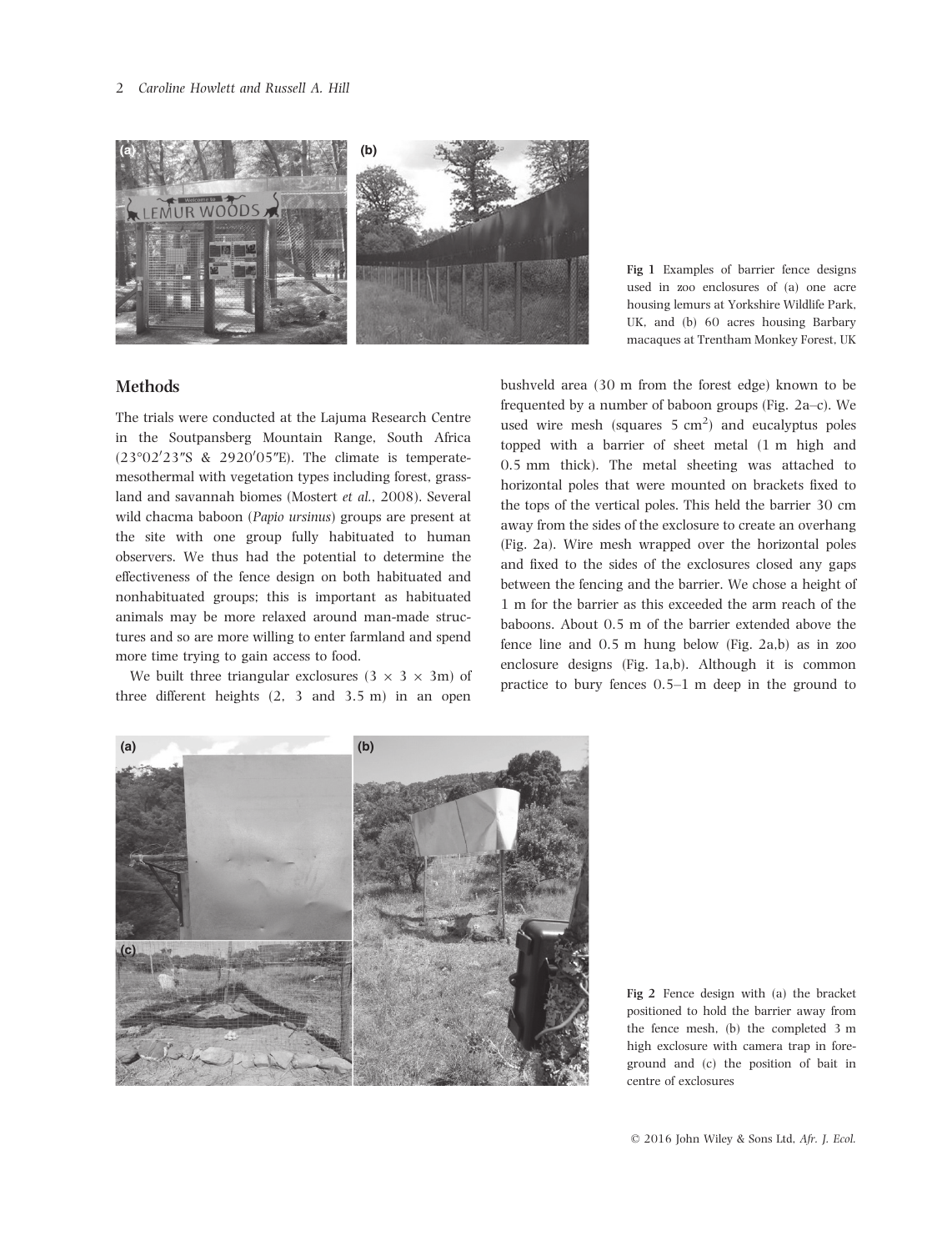Fig 1 Examples of barrier fence designs used in zoo enclosures of (a) one acre housing lemurs at Yorkshire Wildlife Park, UK, and (b) 60 acres housing Barbary macaques at Trentham Monkey Forest, UK

## Methods

The trials were conducted at the Lajuma Research Centre in the Soutpansberg Mountain Range, South Africa (23°02′23″S & 2920′05″E). The climate is temperate-mesothermal with vegetation types including forest, grassland and savannah biomes (Mostert *et al.*, 2008). Several wild chacma baboon (*Papio ursinus*) groups are present at the site with one group fully habituated to human observers. We thus had the potential to determine the effectiveness of the fence design on both habituated and nonhabituated groups; this is important as habituated animals may be more relaxed around man-made structures and so are more willing to enter farmland and spend more time trying to gain access to food.

We built three triangular exclosures ($3 \times 3 \times 3$m) of three different heights (2, 3 and 3.5 m) in an open bushveld area (30 m from the forest edge) known to be frequented by a number of baboon groups (Fig. 2a–c). We used wire mesh (squares 5 $cm^2$) and eucalyptus poles topped with a barrier of sheet metal (1 m high and 0.5 mm thick). The metal sheeting was attached to horizontal poles that were mounted on brackets fixed to the tops of the vertical poles. This held the barrier 30 cm away from the sides of the exclosure to create an overhang (Fig. 2a). Wire mesh wrapped over the horizontal poles and fixed to the sides of the exclosures closed any gaps between the fencing and the barrier. We chose a height of 1 m for the barrier as this exceeded the arm reach of the baboons. About 0.5 m of the barrier extended above the fence line and 0.5 m hung below (Fig. 2a,b) as in zoo enclosure designs (Fig. 1a,b). Although it is common practice to bury fences 0.5–1 m deep in the ground to

Fig 2 Fence design with (a) the bracket positioned to hold the barrier away from the fence mesh, (b) the completed 3 m high exclosure with camera trap in foreground and (c) the position of bait in centre of exclosures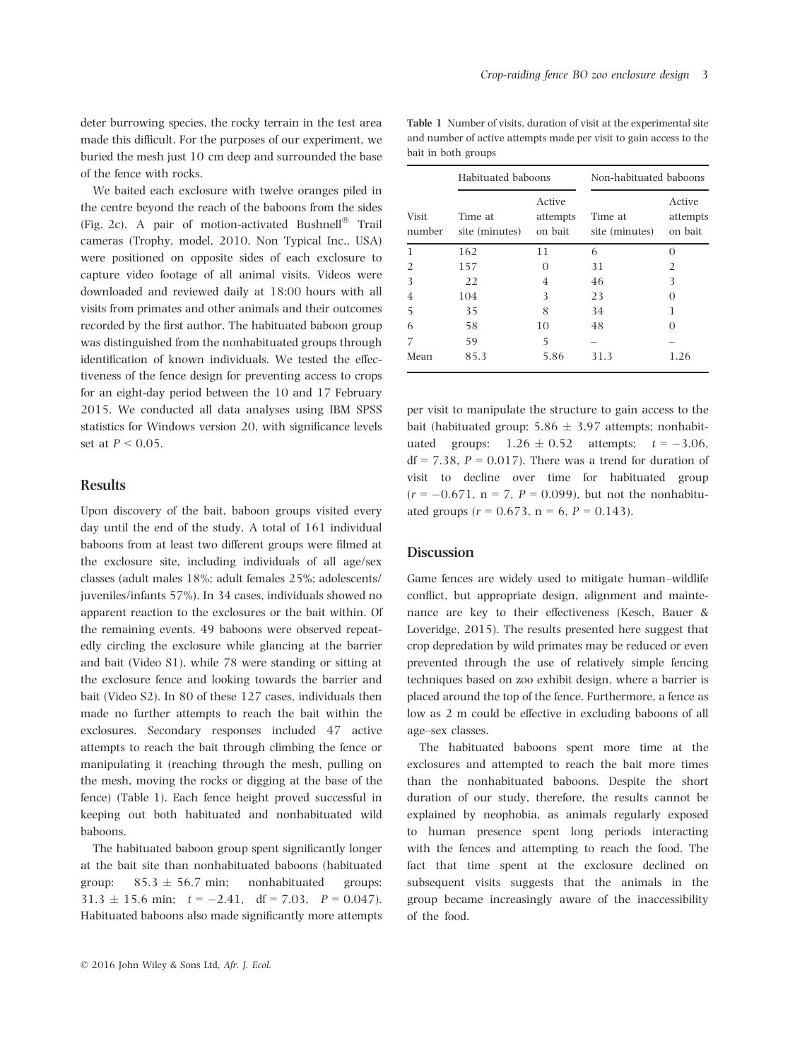deter burrowing species, the rocky terrain in the test area made this difficult. For the purposes of our experiment, we buried the mesh just 10 cm deep and surrounded the base of the fence with rocks.

We baited each exclosure with twelve oranges piled in the centre beyond the reach of the baboons from the sides (Fig. 2c). A pair of motion-activated Bushnell® Trail cameras (Trophy, model, 2010, Non Typical Inc., USA) were positioned on opposite sides of each exclosure to capture video footage of all animal visits. Videos were downloaded and reviewed daily at 18:00 hours with all visits from primates and other animals and their outcomes recorded by the first author. The habituated baboon group was distinguished from the nonhabituated groups through identification of known individuals. We tested the effectiveness of the fence design for preventing access to crops for an eight-day period between the 10 and 17 February 2015. We conducted all data analyses using IBM SPSS statistics for Windows version 20, with significance levels set at $P < 0.05$.

## Results

Upon discovery of the bait, baboon groups visited every day until the end of the study. A total of 161 individual baboons from at least two different groups were filmed at the exclosure site, including individuals of all age/sex classes (adult males 18%; adult females 25%; adolescents/juveniles/infants 57%). In 34 cases, individuals showed no apparent reaction to the exclosures or the bait within. Of the remaining events, 49 baboons were observed repeatedly circling the exclosure while glancing at the barrier and bait (Video S1), while 78 were standing or sitting at the exclosure fence and looking towards the barrier and bait (Video S2). In 80 of these 127 cases, individuals then made no further attempts to reach the bait within the exclosures. Secondary responses included 47 active attempts to reach the bait through climbing the fence or manipulating it (reaching through the mesh, pulling on the mesh, moving the rocks or digging at the base of the fence) (Table 1). Each fence height proved successful in keeping out both habituated and nonhabituated wild baboons.

The habituated baboon group spent significantly longer at the bait site than nonhabituated baboons (habituated group: $85.3 \pm 56.7$ min; nonhabituated groups: $31.3 \pm 15.6$ min; $t = -2.41$, $df = 7.03$, $P = 0.047$). Habituated baboons also made significantly more attempts per visit to manipulate the structure to gain access to the bait (habituated group: $5.86 \pm 3.97$ attempts; nonhabituated groups: $1.26 \pm 0.52$ attempts; $t = -3.06$, $df = 7.38$, $P = 0.017$). There was a trend for duration of visit to decline over time for habituated group ($r = -0.671$, $n = 7$, $P = 0.099$), but not the nonhabituated groups ($r = 0.673$, $n = 6$, $P = 0.143$).

**Table 1** Number of visits, duration of visit at the experimental site and number of active attempts made per visit to gain access to the bait in both groups

| | Habituated baboons | | Non-habituated baboons | |
|---|---|---|---|---|
| Visit number | Time at site (minutes) | Active attempts on bait | Time at site (minutes) | Active attempts on bait |
| 1 | 162 | 11 | 6 | 0 |
| 2 | 157 | 0 | 31 | 2 |
| 3 | 22 | 4 | 46 | 3 |
| 4 | 104 | 3 | 23 | 0 |
| 5 | 35 | 8 | 34 | 1 |
| 6 | 58 | 10 | 48 | 0 |
| 7 | 59 | 5 | – | – |
| Mean | 85.3 | 5.86 | 31.3 | 1.26 |

## Discussion

Game fences are widely used to mitigate human–wildlife conflict, but appropriate design, alignment and maintenance are key to their effectiveness (Kesch, Bauer & Loveridge, 2015). The results presented here suggest that crop depredation by wild primates may be reduced or even prevented through the use of relatively simple fencing techniques based on zoo exhibit design, where a barrier is placed around the top of the fence. Furthermore, a fence as low as 2 m could be effective in excluding baboons of all age–sex classes.

The habituated baboons spent more time at the exclosures and attempted to reach the bait more times than the nonhabituated baboons. Despite the short duration of our study, therefore, the results cannot be explained by neophobia, as animals regularly exposed to human presence spent long periods interacting with the fences and attempting to reach the food. The fact that time spent at the exclosure declined on subsequent visits suggests that the animals in the group became increasingly aware of the inaccessibility of the food.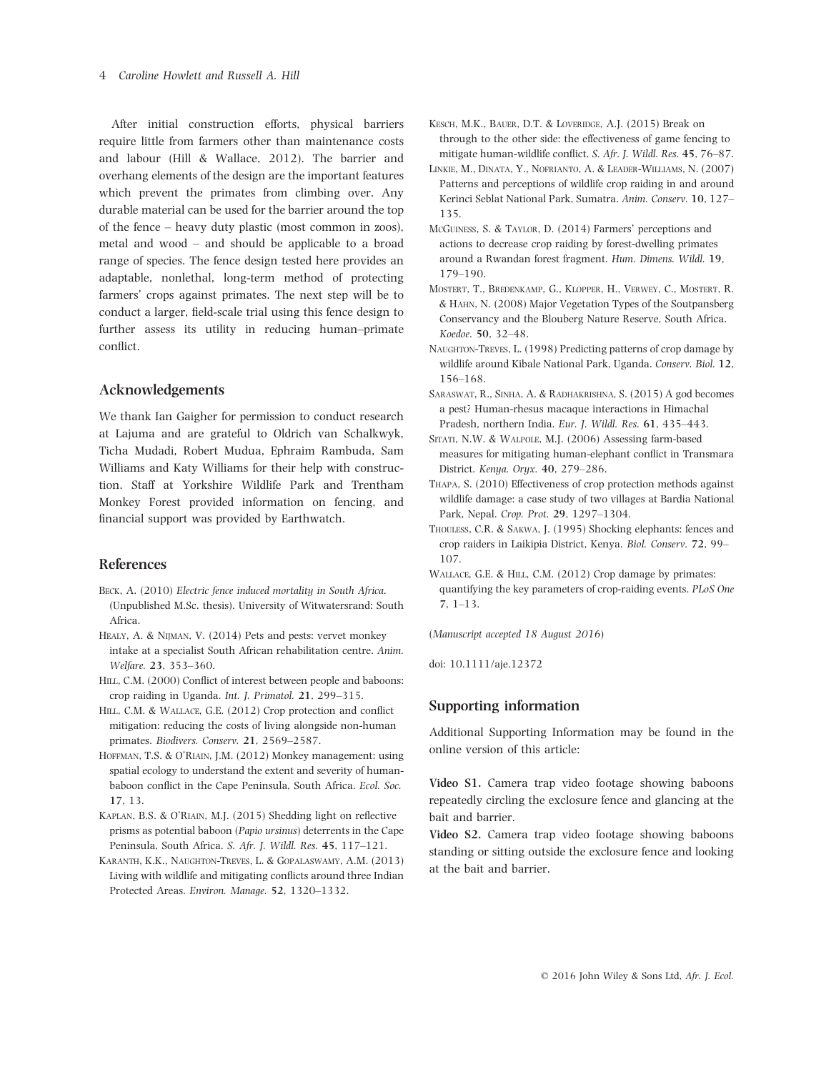After initial construction efforts, physical barriers require little from farmers other than maintenance costs and labour (Hill & Wallace, 2012). The barrier and overhang elements of the design are the important features which prevent the primates from climbing over. Any durable material can be used for the barrier around the top of the fence – heavy duty plastic (most common in zoos), metal and wood – and should be applicable to a broad range of species. The fence design tested here provides an adaptable, nonlethal, long-term method of protecting farmers' crops against primates. The next step will be to conduct a larger, field-scale trial using this fence design to further assess its utility in reducing human–primate conflict.

## Acknowledgements

We thank Ian Gaigher for permission to conduct research at Lajuma and are grateful to Oldrich van Schalkwyk, Ticha Mudadi, Robert Mudua, Ephraim Rambuda, Sam Williams and Katy Williams for their help with construction. Staff at Yorkshire Wildlife Park and Trentham Monkey Forest provided information on fencing, and financial support was provided by Earthwatch.

## References

Beck, A. (2010) *Electric fence induced mortality in South Africa.* (Unpublished M.Sc. thesis). University of Witwatersrand: South Africa.

Healy, A. & Nijman, V. (2014) Pets and pests: vervet monkey intake at a specialist South African rehabilitation centre. *Anim. Welfare.* **23**, 353–360.

Hill, C.M. (2000) Conflict of interest between people and baboons: crop raiding in Uganda. *Int. J. Primatol.* **21**, 299–315.

Hill, C.M. & Wallace, G.E. (2012) Crop protection and conflict mitigation: reducing the costs of living alongside non-human primates. *Biodivers. Conserv.* **21**, 2569–2587.

Hoffman, T.S. & O'Riain, J.M. (2012) Monkey management: using spatial ecology to understand the extent and severity of human-baboon conflict in the Cape Peninsula, South Africa. *Ecol. Soc.* **17**, 13.

Kaplan, B.S. & O'Riain, M.J. (2015) Shedding light on reflective prisms as potential baboon (*Papio ursinus*) deterrents in the Cape Peninsula, South Africa. *S. Afr. J. Wildl. Res.* **45**, 117–121.

Karanth, K.K., Naughton-Treves, L. & Gopalaswamy, A.M. (2013) Living with wildlife and mitigating conflicts around three Indian Protected Areas. *Environ. Manage.* **52**, 1320–1332.

Kesch, M.K., Bauer, D.T. & Loveridge, A.J. (2015) Break on through to the other side: the effectiveness of game fencing to mitigate human-wildlife conflict. *S. Afr. J. Wildl. Res.* **45**, 76–87.

Linkie, M., Dinata, Y., Nofrianto, A. & Leader-Williams, N. (2007) Patterns and perceptions of wildlife crop raiding in and around Kerinci Seblat National Park, Sumatra. *Anim. Conserv.* **10**, 127–135.

McGuiness, S. & Taylor, D. (2014) Farmers' perceptions and actions to decrease crop raiding by forest-dwelling primates around a Rwandan forest fragment. *Hum. Dimens. Wildl.* **19**, 179–190.

Mostert, T., Bredenkamp, G., Klopper, H., Verwey, C., Mostert, R. & Hahn, N. (2008) Major Vegetation Types of the Soutpansberg Conservancy and the Blouberg Nature Reserve, South Africa. *Koedoe.* **50**, 32–48.

Naughton-Treves, L. (1998) Predicting patterns of crop damage by wildlife around Kibale National Park, Uganda. *Conserv. Biol.* **12**, 156–168.

Saraswat, R., Sinha, A. & Radhakrishna, S. (2015) A god becomes a pest? Human-rhesus macaque interactions in Himachal Pradesh, northern India. *Eur. J. Wildl. Res.* **61**, 435–443.

Sitati, N.W. & Walpole, M.J. (2006) Assessing farm-based measures for mitigating human-elephant conflict in Transmara District. *Kenya. Oryx.* **40**, 279–286.

Thapa, S. (2010) Effectiveness of crop protection methods against wildlife damage: a case study of two villages at Bardia National Park, Nepal. *Crop. Prot.* **29**, 1297–1304.

Thouless, C.R. & Sakwa, J. (1995) Shocking elephants: fences and crop raiders in Laikipia District, Kenya. *Biol. Conserv.* **72**, 99–107.

Wallace, G.E. & Hill, C.M. (2012) Crop damage by primates: quantifying the key parameters of crop-raiding events. *PLoS One* **7**, 1–13.

(*Manuscript accepted 18 August 2016*)

doi: 10.1111/aje.12372

## Supporting information

Additional Supporting Information may be found in the online version of this article:

**Video S1.** Camera trap video footage showing baboons repeatedly circling the exclosure fence and glancing at the bait and barrier.

**Video S2.** Camera trap video footage showing baboons standing or sitting outside the exclosure fence and looking at the bait and barrier.